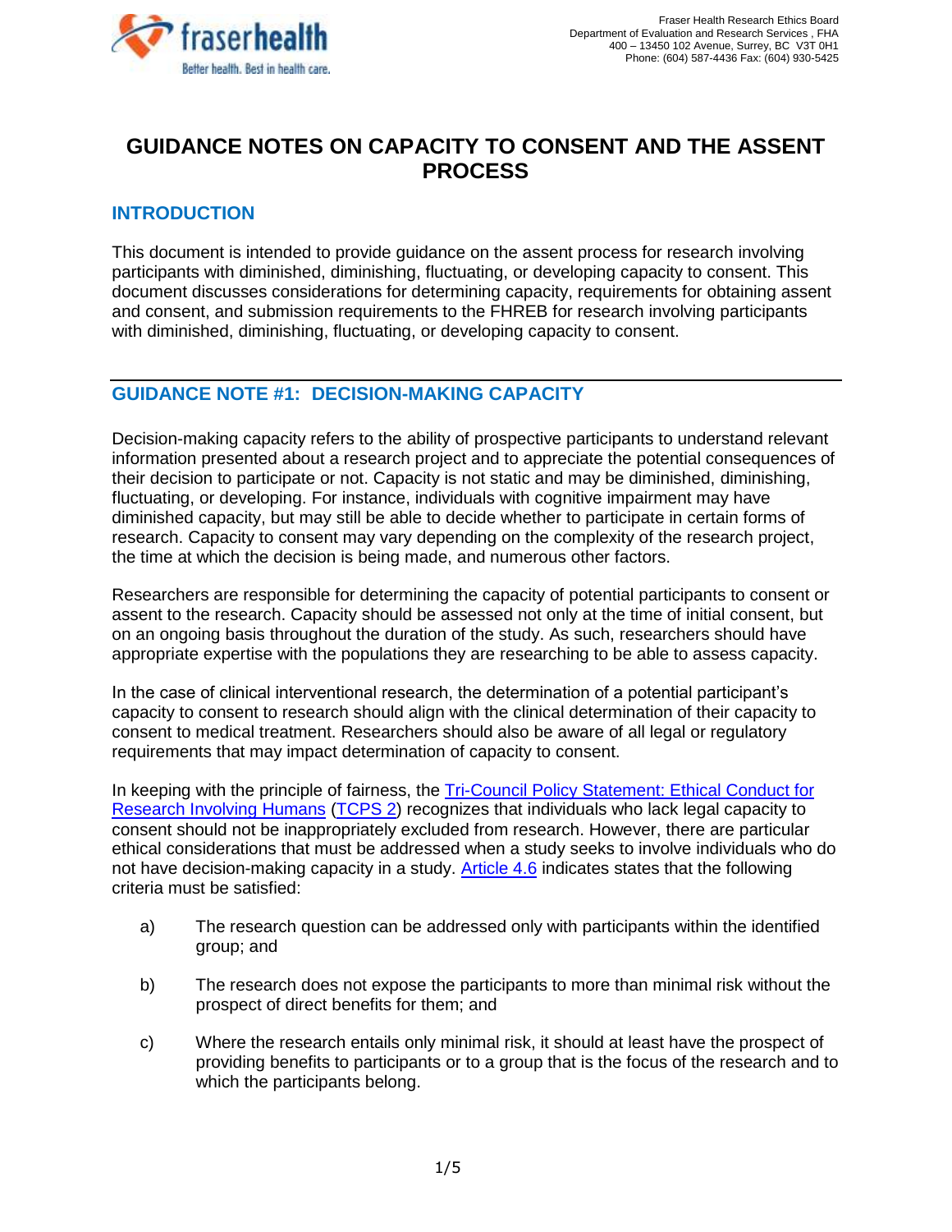Fraser Health Research Ethics Board
Department of Evaluation and Research Services , FHA
400 – 13450 102 Avenue, Surrey, BC V3T 0H1
Phone: (604) 587-4436 Fax: (604) 930-5425

# GUIDANCE NOTES ON CAPACITY TO CONSENT AND THE ASSENT PROCESS

## INTRODUCTION

This document is intended to provide guidance on the assent process for research involving participants with diminished, diminishing, fluctuating, or developing capacity to consent. This document discusses considerations for determining capacity, requirements for obtaining assent and consent, and submission requirements to the FHREB for research involving participants with diminished, diminishing, fluctuating, or developing capacity to consent.

## GUIDANCE NOTE #1: DECISION-MAKING CAPACITY

Decision-making capacity refers to the ability of prospective participants to understand relevant information presented about a research project and to appreciate the potential consequences of their decision to participate or not. Capacity is not static and may be diminished, diminishing, fluctuating, or developing. For instance, individuals with cognitive impairment may have diminished capacity, but may still be able to decide whether to participate in certain forms of research. Capacity to consent may vary depending on the complexity of the research project, the time at which the decision is being made, and numerous other factors.

Researchers are responsible for determining the capacity of potential participants to consent or assent to the research. Capacity should be assessed not only at the time of initial consent, but on an ongoing basis throughout the duration of the study. As such, researchers should have appropriate expertise with the populations they are researching to be able to assess capacity.

In the case of clinical interventional research, the determination of a potential participant's capacity to consent to research should align with the clinical determination of their capacity to consent to medical treatment. Researchers should also be aware of all legal or regulatory requirements that may impact determination of capacity to consent.

In keeping with the principle of fairness, the Tri-Council Policy Statement: Ethical Conduct for Research Involving Humans (TCPS 2) recognizes that individuals who lack legal capacity to consent should not be inappropriately excluded from research. However, there are particular ethical considerations that must be addressed when a study seeks to involve individuals who do not have decision-making capacity in a study. Article 4.6 indicates states that the following criteria must be satisfied:

a) The research question can be addressed only with participants within the identified group; and

b) The research does not expose the participants to more than minimal risk without the prospect of direct benefits for them; and

c) Where the research entails only minimal risk, it should at least have the prospect of providing benefits to participants or to a group that is the focus of the research and to which the participants belong.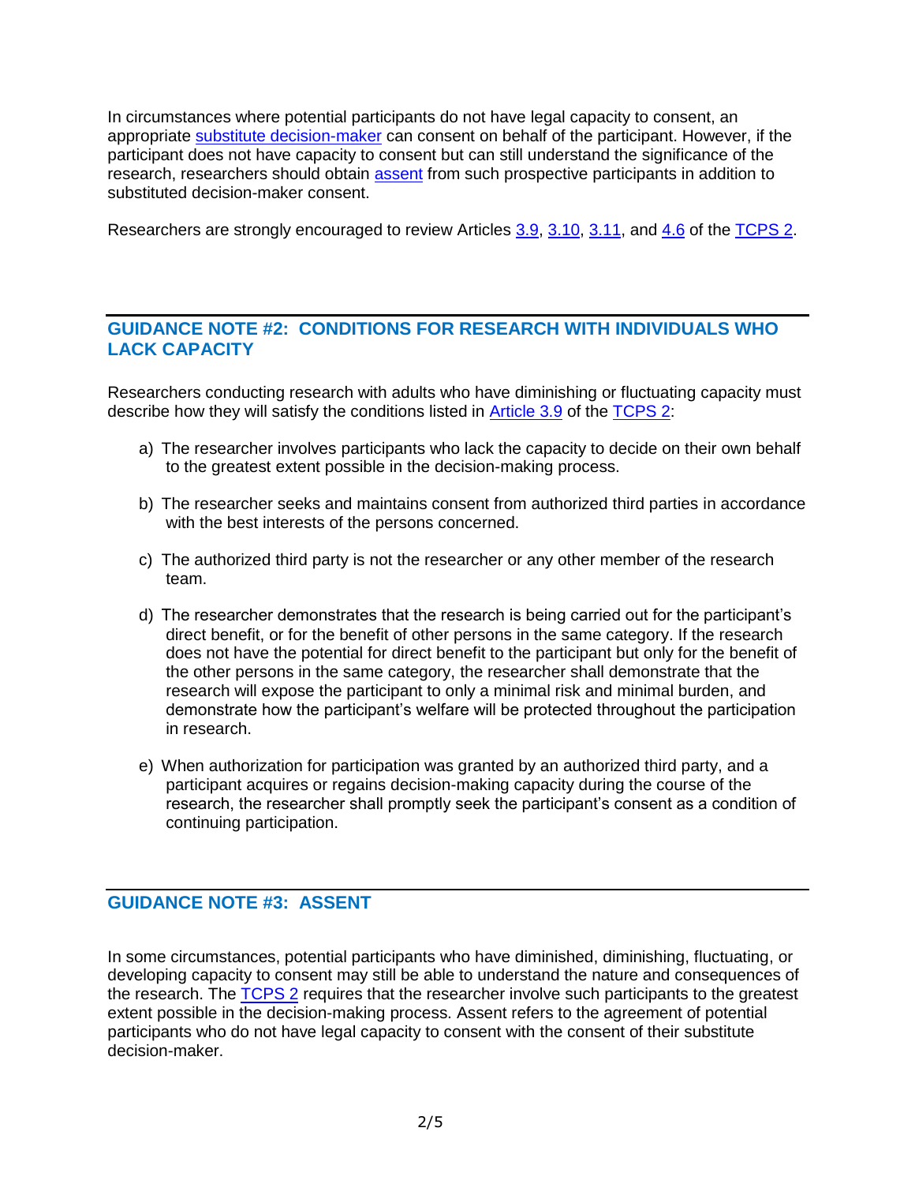In circumstances where potential participants do not have legal capacity to consent, an appropriate substitute decision-maker can consent on behalf of the participant. However, if the participant does not have capacity to consent but can still understand the significance of the research, researchers should obtain assent from such prospective participants in addition to substituted decision-maker consent.

Researchers are strongly encouraged to review Articles 3.9, 3.10, 3.11, and 4.6 of the TCPS 2.

## GUIDANCE NOTE #2: CONDITIONS FOR RESEARCH WITH INDIVIDUALS WHO LACK CAPACITY

Researchers conducting research with adults who have diminishing or fluctuating capacity must describe how they will satisfy the conditions listed in Article 3.9 of the TCPS 2:

a) The researcher involves participants who lack the capacity to decide on their own behalf to the greatest extent possible in the decision-making process.

b) The researcher seeks and maintains consent from authorized third parties in accordance with the best interests of the persons concerned.

c) The authorized third party is not the researcher or any other member of the research team.

d) The researcher demonstrates that the research is being carried out for the participant's direct benefit, or for the benefit of other persons in the same category. If the research does not have the potential for direct benefit to the participant but only for the benefit of the other persons in the same category, the researcher shall demonstrate that the research will expose the participant to only a minimal risk and minimal burden, and demonstrate how the participant's welfare will be protected throughout the participation in research.

e) When authorization for participation was granted by an authorized third party, and a participant acquires or regains decision-making capacity during the course of the research, the researcher shall promptly seek the participant's consent as a condition of continuing participation.

## GUIDANCE NOTE #3: ASSENT

In some circumstances, potential participants who have diminished, diminishing, fluctuating, or developing capacity to consent may still be able to understand the nature and consequences of the research. The TCPS 2 requires that the researcher involve such participants to the greatest extent possible in the decision-making process. Assent refers to the agreement of potential participants who do not have legal capacity to consent with the consent of their substitute decision-maker.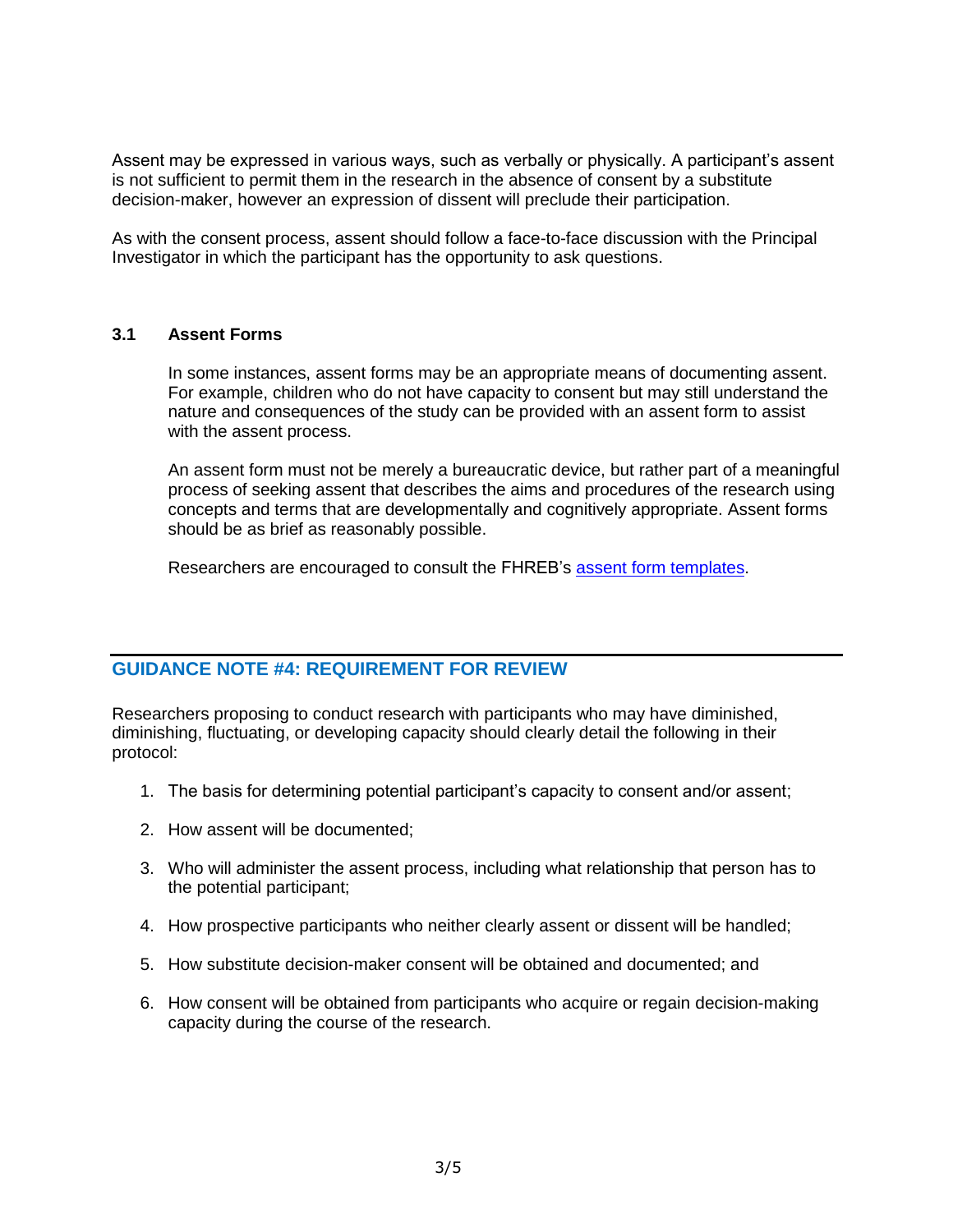Assent may be expressed in various ways, such as verbally or physically. A participant's assent is not sufficient to permit them in the research in the absence of consent by a substitute decision-maker, however an expression of dissent will preclude their participation.

As with the consent process, assent should follow a face-to-face discussion with the Principal Investigator in which the participant has the opportunity to ask questions.

### 3.1 Assent Forms

In some instances, assent forms may be an appropriate means of documenting assent. For example, children who do not have capacity to consent but may still understand the nature and consequences of the study can be provided with an assent form to assist with the assent process.

An assent form must not be merely a bureaucratic device, but rather part of a meaningful process of seeking assent that describes the aims and procedures of the research using concepts and terms that are developmentally and cognitively appropriate. Assent forms should be as brief as reasonably possible.

Researchers are encouraged to consult the FHREB's assent form templates.

---

## GUIDANCE NOTE #4: REQUIREMENT FOR REVIEW

Researchers proposing to conduct research with participants who may have diminished, diminishing, fluctuating, or developing capacity should clearly detail the following in their protocol:

1. The basis for determining potential participant's capacity to consent and/or assent;
2. How assent will be documented;
3. Who will administer the assent process, including what relationship that person has to the potential participant;
4. How prospective participants who neither clearly assent or dissent will be handled;
5. How substitute decision-maker consent will be obtained and documented; and
6. How consent will be obtained from participants who acquire or regain decision-making capacity during the course of the research.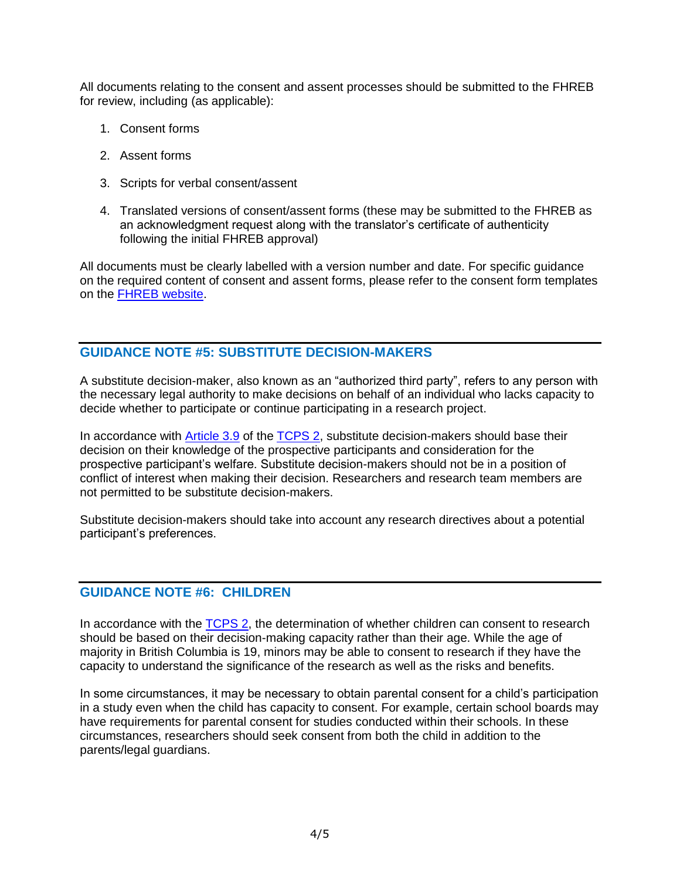All documents relating to the consent and assent processes should be submitted to the FHREB for review, including (as applicable):

1. Consent forms
2. Assent forms
3. Scripts for verbal consent/assent
4. Translated versions of consent/assent forms (these may be submitted to the FHREB as an acknowledgment request along with the translator's certificate of authenticity following the initial FHREB approval)

All documents must be clearly labelled with a version number and date. For specific guidance on the required content of consent and assent forms, please refer to the consent form templates on the [FHREB website](#).

## GUIDANCE NOTE #5: SUBSTITUTE DECISION-MAKERS

A substitute decision-maker, also known as an "authorized third party", refers to any person with the necessary legal authority to make decisions on behalf of an individual who lacks capacity to decide whether to participate or continue participating in a research project.

In accordance with [Article 3.9](#) of the [TCPS 2](#), substitute decision-makers should base their decision on their knowledge of the prospective participants and consideration for the prospective participant's welfare. Substitute decision-makers should not be in a position of conflict of interest when making their decision. Researchers and research team members are not permitted to be substitute decision-makers.

Substitute decision-makers should take into account any research directives about a potential participant's preferences.

## GUIDANCE NOTE #6: CHILDREN

In accordance with the [TCPS 2](#), the determination of whether children can consent to research should be based on their decision-making capacity rather than their age. While the age of majority in British Columbia is 19, minors may be able to consent to research if they have the capacity to understand the significance of the research as well as the risks and benefits.

In some circumstances, it may be necessary to obtain parental consent for a child's participation in a study even when the child has capacity to consent. For example, certain school boards may have requirements for parental consent for studies conducted within their schools. In these circumstances, researchers should seek consent from both the child in addition to the parents/legal guardians.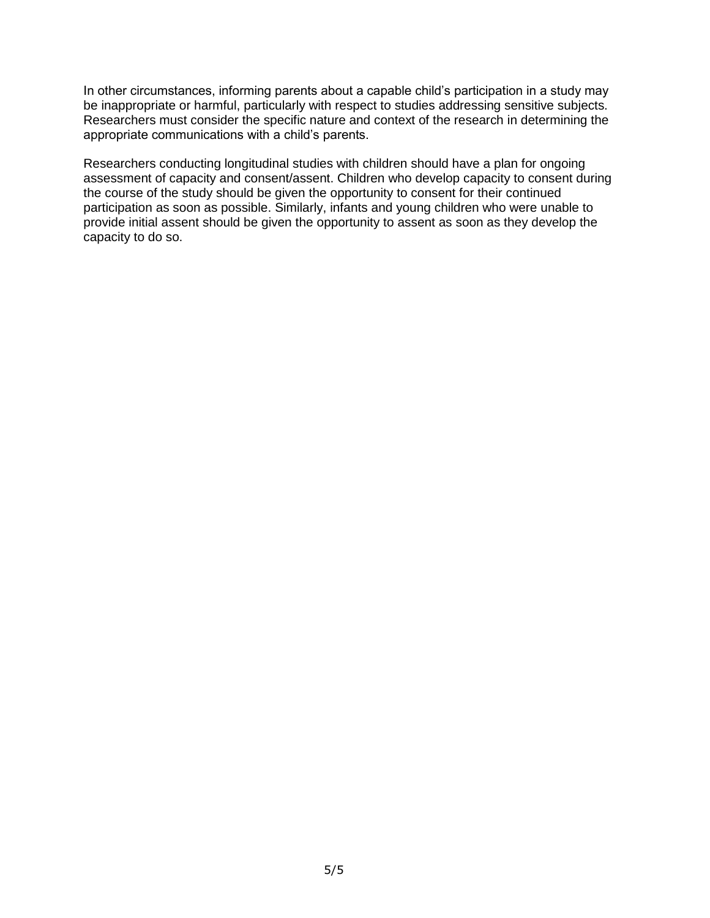In other circumstances, informing parents about a capable child's participation in a study may be inappropriate or harmful, particularly with respect to studies addressing sensitive subjects. Researchers must consider the specific nature and context of the research in determining the appropriate communications with a child's parents.

Researchers conducting longitudinal studies with children should have a plan for ongoing assessment of capacity and consent/assent. Children who develop capacity to consent during the course of the study should be given the opportunity to consent for their continued participation as soon as possible. Similarly, infants and young children who were unable to provide initial assent should be given the opportunity to assent as soon as they develop the capacity to do so.